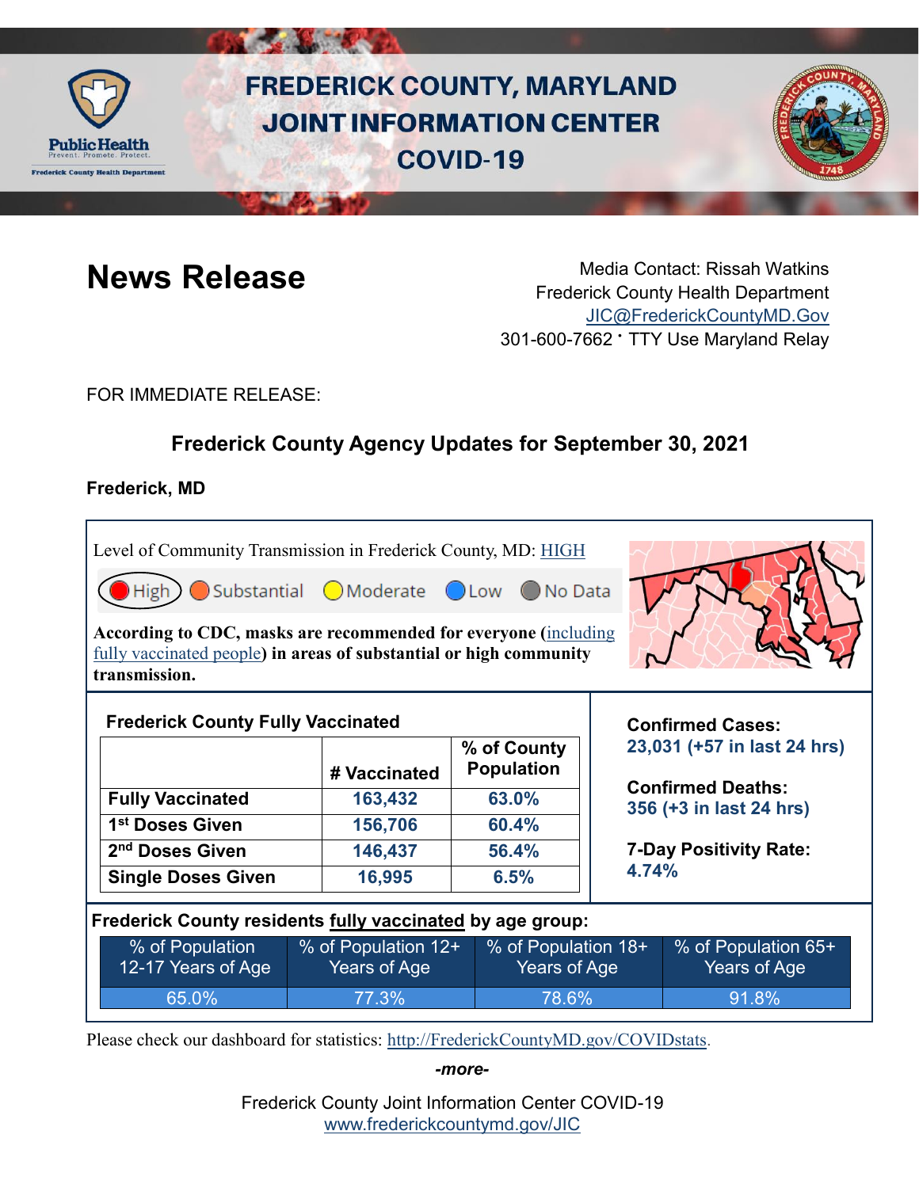# FREDERICK COUNTY, MARYLAND JOINT INFORMATION CENTER COVID-19

# News Release

Media Contact: Rissah Watkins
Frederick County Health Department
JIC@FrederickCountyMD.Gov
301-600-7662 · TTY Use Maryland Relay

FOR IMMEDIATE RELEASE:

## Frederick County Agency Updates for September 30, 2021

**Frederick, MD**

Level of Community Transmission in Frederick County, MD: HIGH

High | Substantial | Moderate | Low | No Data

**According to CDC, masks are recommended for everyone (including fully vaccinated people) in areas of substantial or high community transmission.**

**Frederick County Fully Vaccinated**

| | # Vaccinated | % of County Population |
|---|---|---|
| **Fully Vaccinated** | **163,432** | **63.0%** |
| **1st Doses Given** | **156,706** | **60.4%** |
| **2nd Doses Given** | **146,437** | **56.4%** |
| **Single Doses Given** | **16,995** | **6.5%** |

**Confirmed Cases:**
**23,031 (+57 in last 24 hrs)**

**Confirmed Deaths:**
**356 (+3 in last 24 hrs)**

**7-Day Positivity Rate:**
**4.74%**

**Frederick County residents fully vaccinated by age group:**

| % of Population 12-17 Years of Age | % of Population 12+ Years of Age | % of Population 18+ Years of Age | % of Population 65+ Years of Age |
|---|---|---|---|
| 65.0% | 77.3% | 78.6% | 91.8% |

Please check our dashboard for statistics: http://FrederickCountyMD.gov/COVIDstats.

*-more-*

Frederick County Joint Information Center COVID-19
www.frederickcountymd.gov/JIC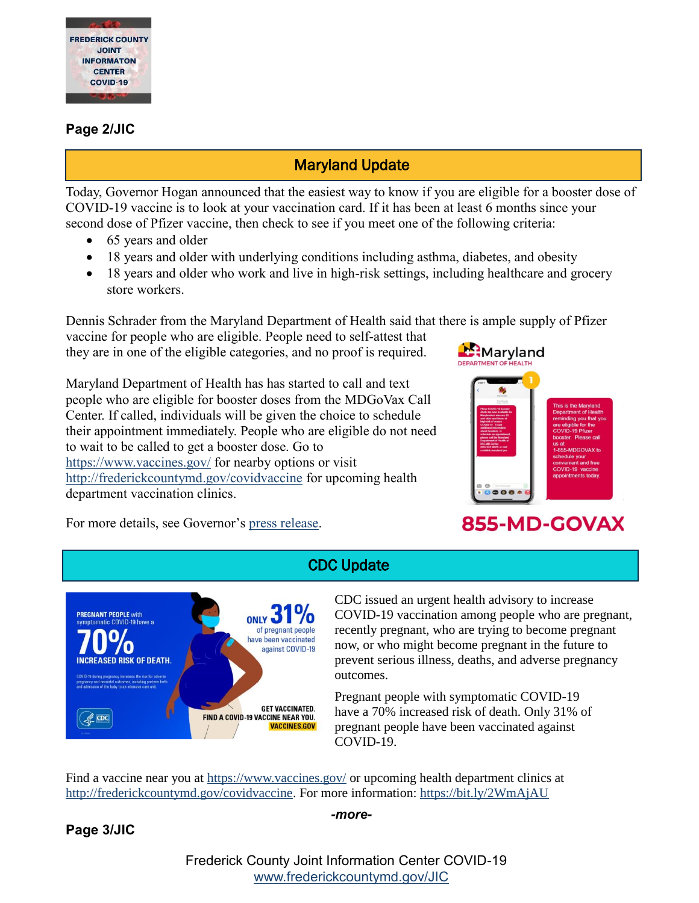Page 2/JIC

## Maryland Update

Today, Governor Hogan announced that the easiest way to know if you are eligible for a booster dose of COVID-19 vaccine is to look at your vaccination card. If it has been at least 6 months since your second dose of Pfizer vaccine, then check to see if you meet one of the following criteria:

- 65 years and older
- 18 years and older with underlying conditions including asthma, diabetes, and obesity
- 18 years and older who work and live in high-risk settings, including healthcare and grocery store workers.

Dennis Schrader from the Maryland Department of Health said that there is ample supply of Pfizer vaccine for people who are eligible. People need to self-attest that they are in one of the eligible categories, and no proof is required.

Maryland Department of Health has has started to call and text people who are eligible for booster doses from the MDGoVax Call Center. If called, individuals will be given the choice to schedule their appointment immediately. People who are eligible do not need to wait to be called to get a booster dose. Go to https://www.vaccines.gov/ for nearby options or visit http://frederickcountymd.gov/covidvaccine for upcoming health department vaccination clinics.

For more details, see Governor's press release.

## CDC Update

CDC issued an urgent health advisory to increase COVID-19 vaccination among people who are pregnant, recently pregnant, who are trying to become pregnant now, or who might become pregnant in the future to prevent serious illness, deaths, and adverse pregnancy outcomes.

Pregnant people with symptomatic COVID-19 have a 70% increased risk of death. Only 31% of pregnant people have been vaccinated against COVID-19.

Find a vaccine near you at https://www.vaccines.gov/ or upcoming health department clinics at http://frederickcountymd.gov/covidvaccine. For more information: https://bit.ly/2WmAjAU

*-more-*

Page 3/JIC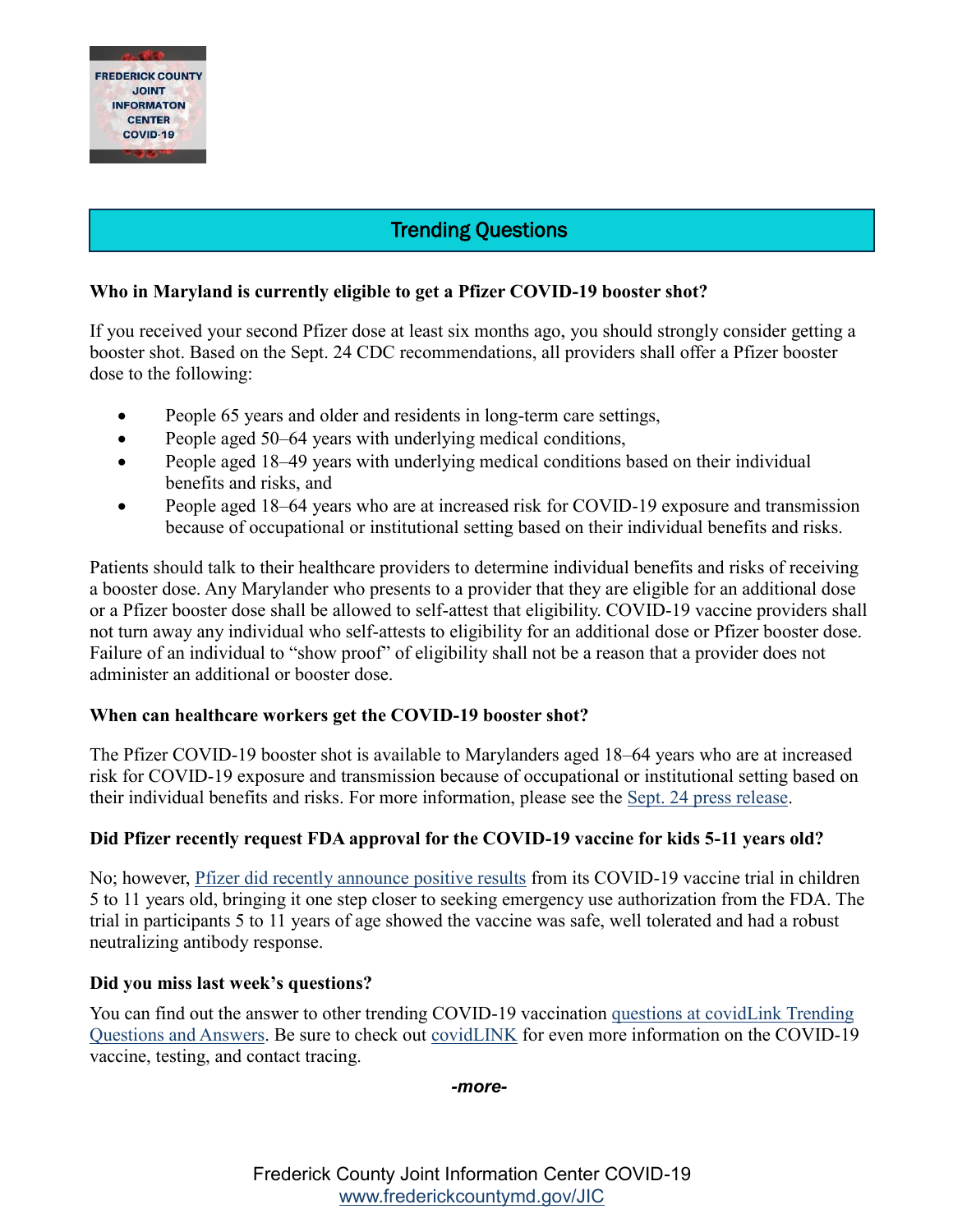## Trending Questions

**Who in Maryland is currently eligible to get a Pfizer COVID-19 booster shot?**

If you received your second Pfizer dose at least six months ago, you should strongly consider getting a booster shot. Based on the Sept. 24 CDC recommendations, all providers shall offer a Pfizer booster dose to the following:

- People 65 years and older and residents in long-term care settings,
- People aged 50–64 years with underlying medical conditions,
- People aged 18–49 years with underlying medical conditions based on their individual benefits and risks, and
- People aged 18–64 years who are at increased risk for COVID-19 exposure and transmission because of occupational or institutional setting based on their individual benefits and risks.

Patients should talk to their healthcare providers to determine individual benefits and risks of receiving a booster dose. Any Marylander who presents to a provider that they are eligible for an additional dose or a Pfizer booster dose shall be allowed to self-attest that eligibility. COVID-19 vaccine providers shall not turn away any individual who self-attests to eligibility for an additional dose or Pfizer booster dose. Failure of an individual to "show proof" of eligibility shall not be a reason that a provider does not administer an additional or booster dose.

**When can healthcare workers get the COVID-19 booster shot?**

The Pfizer COVID-19 booster shot is available to Marylanders aged 18–64 years who are at increased risk for COVID-19 exposure and transmission because of occupational or institutional setting based on their individual benefits and risks. For more information, please see the Sept. 24 press release.

**Did Pfizer recently request FDA approval for the COVID-19 vaccine for kids 5-11 years old?**

No; however, Pfizer did recently announce positive results from its COVID-19 vaccine trial in children 5 to 11 years old, bringing it one step closer to seeking emergency use authorization from the FDA. The trial in participants 5 to 11 years of age showed the vaccine was safe, well tolerated and had a robust neutralizing antibody response.

**Did you miss last week's questions?**

You can find out the answer to other trending COVID-19 vaccination questions at covidLink Trending Questions and Answers. Be sure to check out covidLINK for even more information on the COVID-19 vaccine, testing, and contact tracing.

*-more-*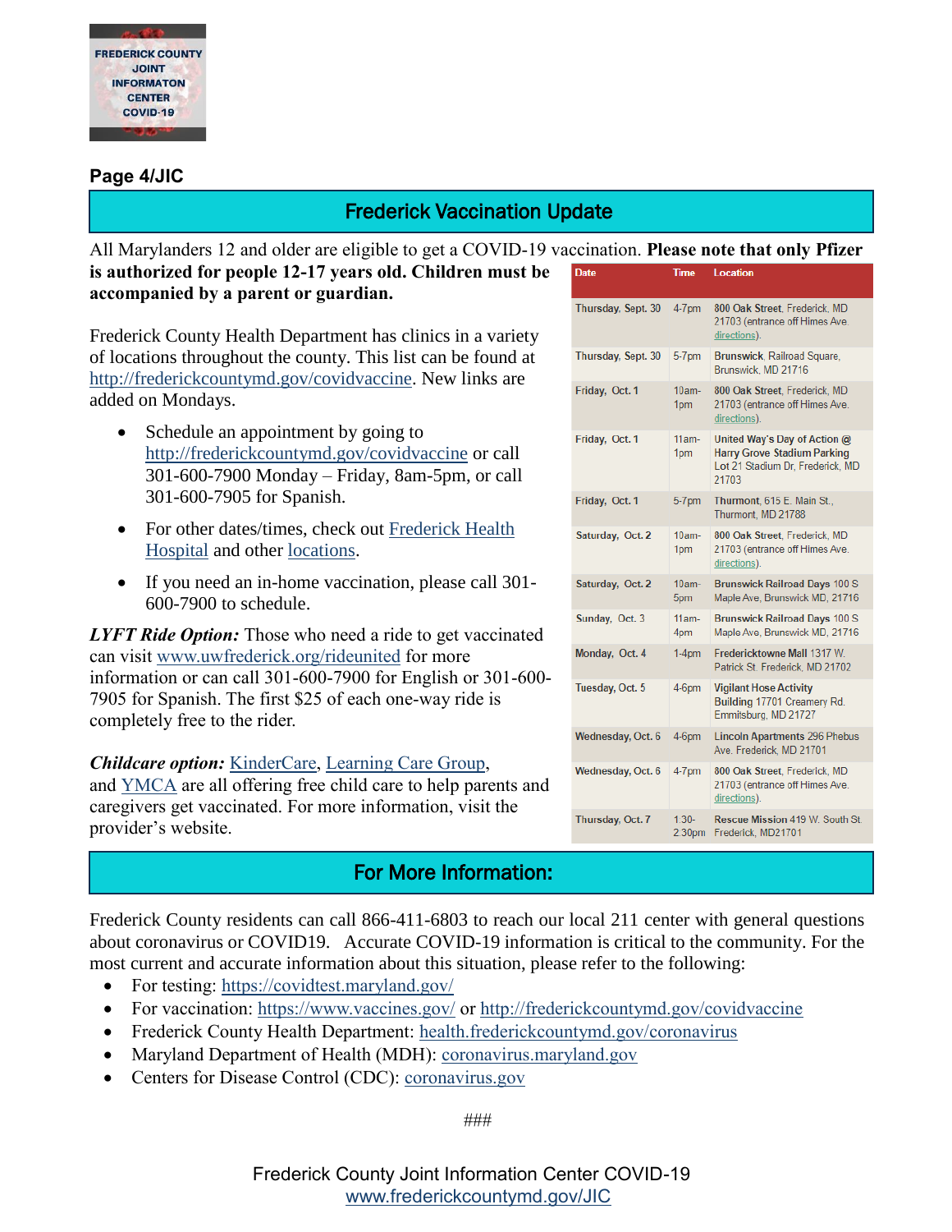FREDERICK COUNTY JOINT INFORMATON CENTER COVID-19

**Page 4/JIC**

## Frederick Vaccination Update

All Marylanders 12 and older are eligible to get a COVID-19 vaccination. **Please note that only Pfizer is authorized for people 12-17 years old. Children must be accompanied by a parent or guardian.**

Frederick County Health Department has clinics in a variety of locations throughout the county. This list can be found at http://frederickcountymd.gov/covidvaccine. New links are added on Mondays.

- Schedule an appointment by going to http://frederickcountymd.gov/covidvaccine or call 301-600-7900 Monday – Friday, 8am-5pm, or call 301-600-7905 for Spanish.
- For other dates/times, check out Frederick Health Hospital and other locations.
- If you need an in-home vaccination, please call 301-600-7900 to schedule.

***LYFT Ride Option:*** Those who need a ride to get vaccinated can visit www.uwfrederick.org/rideunited for more information or can call 301-600-7900 for English or 301-600-7905 for Spanish. The first $25 of each one-way ride is completely free to the rider.

***Childcare option:*** KinderCare, Learning Care Group, and YMCA are all offering free child care to help parents and caregivers get vaccinated. For more information, visit the provider's website.

| Date | Time | Location |
|---|---|---|
| Thursday, Sept. 30 | 4-7pm | **800 Oak Street**, Frederick, MD 21703 (entrance off Himes Ave. directions). |
| Thursday, Sept. 30 | 5-7pm | **Brunswick**, Railroad Square, Brunswick, MD 21716 |
| Friday, Oct. 1 | 10am-1pm | **800 Oak Street**, Frederick, MD 21703 (entrance off Himes Ave. directions). |
| Friday, Oct. 1 | 11am-1pm | **United Way's Day of Action @ Harry Grove Stadium Parking** Lot 21 Stadium Dr, Frederick, MD 21703 |
| Friday, Oct. 1 | 5-7pm | **Thurmont**, 615 E. Main St., Thurmont, MD 21788 |
| Saturday, Oct. 2 | 10am-1pm | **800 Oak Street**, Frederick, MD 21703 (entrance off Himes Ave. directions). |
| Saturday, Oct. 2 | 10am-5pm | **Brunswick Railroad Days** 100 S Maple Ave, Brunswick MD, 21716 |
| Sunday, Oct. 3 | 11am-4pm | **Brunswick Railroad Days** 100 S Maple Ave, Brunswick MD, 21716 |
| Monday, Oct. 4 | 1-4pm | **Fredericktowne Mall** 1317 W. Patrick St. Frederick, MD 21702 |
| Tuesday, Oct. 5 | 4-6pm | **Vigilant Hose Activity Building** 17701 Creamery Rd. Emmitsburg, MD 21727 |
| Wednesday, Oct. 6 | 4-6pm | **Lincoln Apartments** 296 Phebus Ave. Frederick, MD 21701 |
| Wednesday, Oct. 6 | 4-7pm | **800 Oak Street**, Frederick, MD 21703 (entrance off Himes Ave. directions). |
| Thursday, Oct. 7 | 1:30-2:30pm | **Rescue Mission** 419 W. South St. Frederick, MD21701 |

## For More Information:

Frederick County residents can call 866-411-6803 to reach our local 211 center with general questions about coronavirus or COVID19. Accurate COVID-19 information is critical to the community. For the most current and accurate information about this situation, please refer to the following:

- For testing: https://covidtest.maryland.gov/
- For vaccination: https://www.vaccines.gov/ or http://frederickcountymd.gov/covidvaccine
- Frederick County Health Department: health.frederickcountymd.gov/coronavirus
- Maryland Department of Health (MDH): coronavirus.maryland.gov
- Centers for Disease Control (CDC): coronavirus.gov

###

Frederick County Joint Information Center COVID-19
www.frederickcountymd.gov/JIC